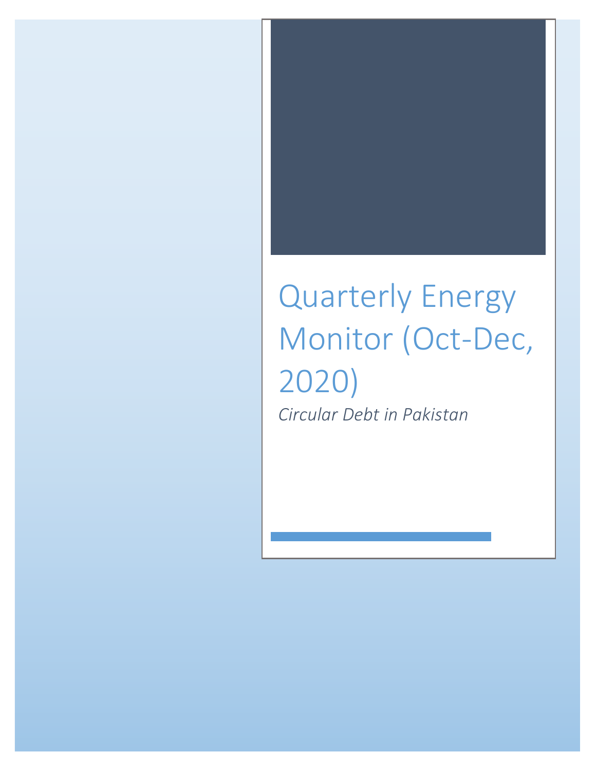# Quarterly Energy Monitor (Oct-Dec, 2020)

*Circular Debt in Pakistan*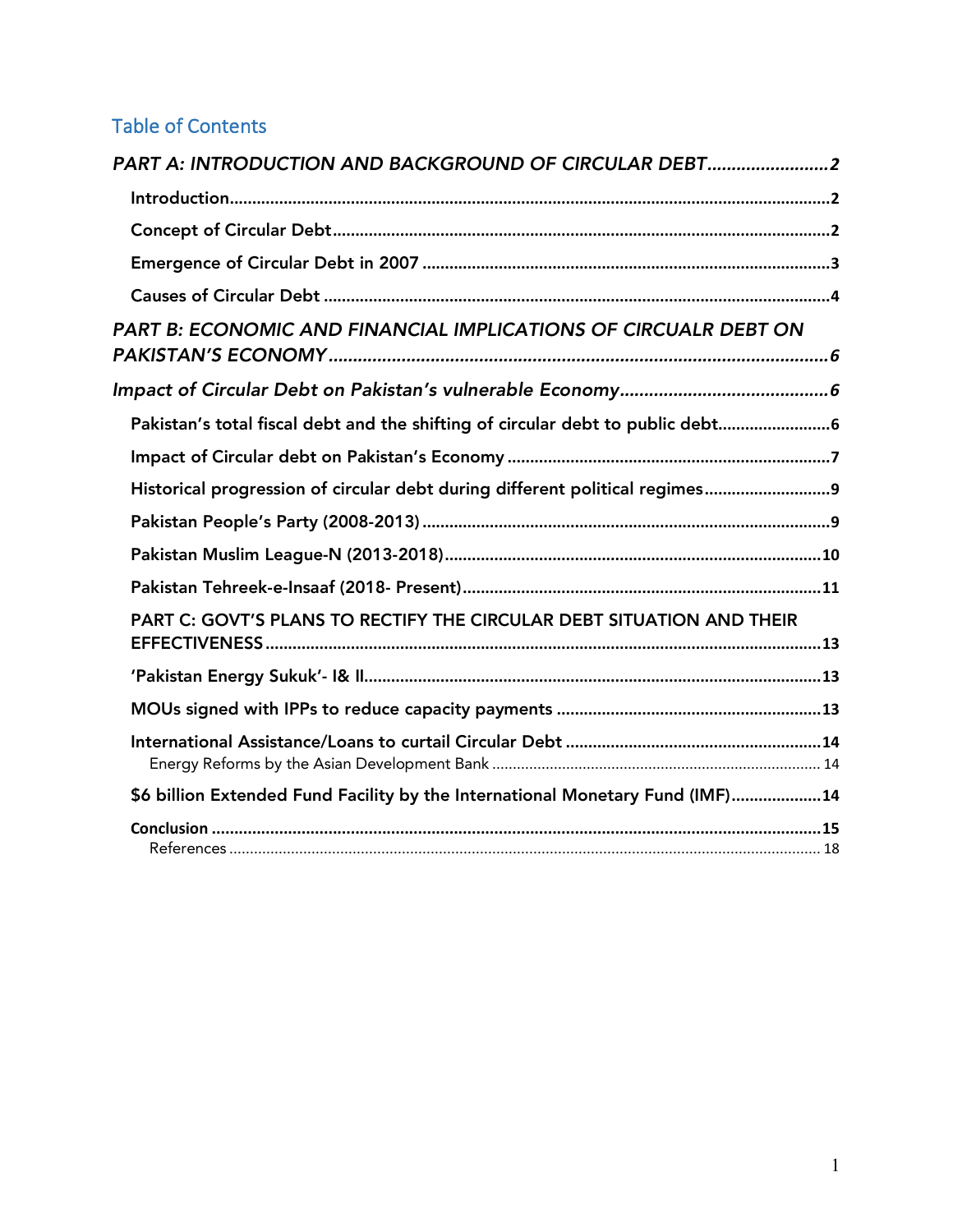## Table of Contents

*PART A: INTRODUCTION AND BACKGROUND OF CIRCULAR DEBT* ......................... 2

- Introduction ......................... 2
- Concept of Circular Debt ......................... 2
- Emergence of Circular Debt in 2007 ......................... 3
- Causes of Circular Debt ......................... 4

*PART B: ECONOMIC AND FINANCIAL IMPLICATIONS OF CIRCUALR DEBT ON PAKISTAN'S ECONOMY* ......................... 6

*Impact of Circular Debt on Pakistan's vulnerable Economy* ......................... 6

- Pakistan's total fiscal debt and the shifting of circular debt to public debt ......................... 6
- Impact of Circular debt on Pakistan's Economy ......................... 7
- Historical progression of circular debt during different political regimes ......................... 9
- Pakistan People's Party (2008-2013) ......................... 9
- Pakistan Muslim League-N (2013-2018) ......................... 10
- Pakistan Tehreek-e-Insaaf (2018- Present) ......................... 11
- PART C: GOVT'S PLANS TO RECTIFY THE CIRCULAR DEBT SITUATION AND THEIR EFFECTIVENESS ......................... 13
- 'Pakistan Energy Sukuk'- I& II ......................... 13
- MOUs signed with IPPs to reduce capacity payments ......................... 13
- International Assistance/Loans to curtail Circular Debt ......................... 14
  - Energy Reforms by the Asian Development Bank ......................... 14
- $6 billion Extended Fund Facility by the International Monetary Fund (IMF) ......................... 14
- Conclusion ......................... 15
  - References ......................... 18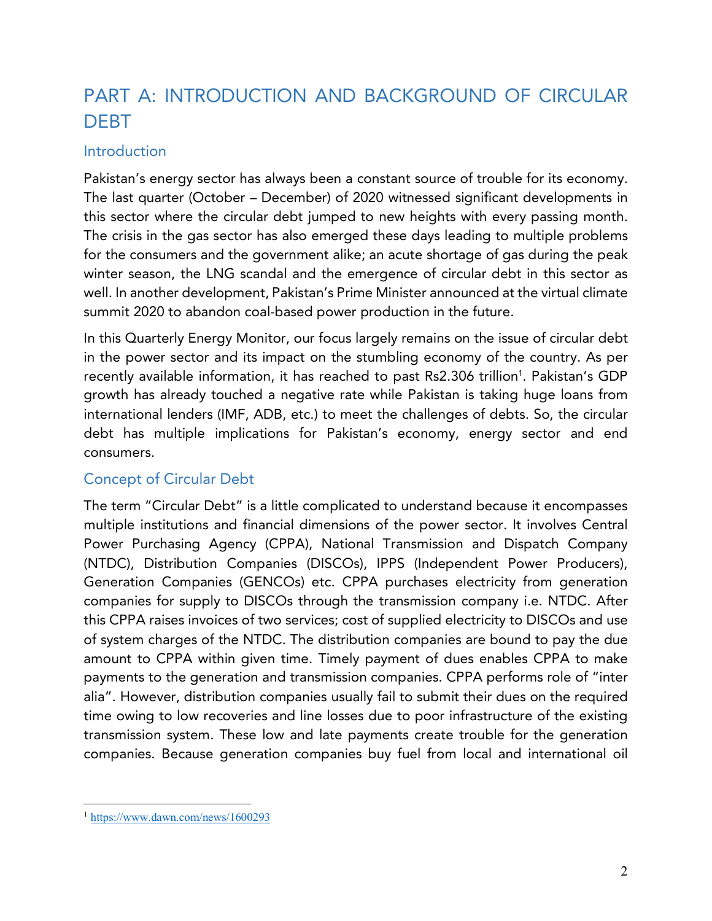# PART A: INTRODUCTION AND BACKGROUND OF CIRCULAR DEBT

## Introduction

Pakistan's energy sector has always been a constant source of trouble for its economy. The last quarter (October – December) of 2020 witnessed significant developments in this sector where the circular debt jumped to new heights with every passing month. The crisis in the gas sector has also emerged these days leading to multiple problems for the consumers and the government alike; an acute shortage of gas during the peak winter season, the LNG scandal and the emergence of circular debt in this sector as well. In another development, Pakistan's Prime Minister announced at the virtual climate summit 2020 to abandon coal-based power production in the future.

In this Quarterly Energy Monitor, our focus largely remains on the issue of circular debt in the power sector and its impact on the stumbling economy of the country. As per recently available information, it has reached to past Rs2.306 trillion[1]. Pakistan's GDP growth has already touched a negative rate while Pakistan is taking huge loans from international lenders (IMF, ADB, etc.) to meet the challenges of debts. So, the circular debt has multiple implications for Pakistan's economy, energy sector and end consumers.

## Concept of Circular Debt

The term "Circular Debt" is a little complicated to understand because it encompasses multiple institutions and financial dimensions of the power sector. It involves Central Power Purchasing Agency (CPPA), National Transmission and Dispatch Company (NTDC), Distribution Companies (DISCOs), IPPS (Independent Power Producers), Generation Companies (GENCOs) etc. CPPA purchases electricity from generation companies for supply to DISCOs through the transmission company i.e. NTDC. After this CPPA raises invoices of two services; cost of supplied electricity to DISCOs and use of system charges of the NTDC. The distribution companies are bound to pay the due amount to CPPA within given time. Timely payment of dues enables CPPA to make payments to the generation and transmission companies. CPPA performs role of "inter alia". However, distribution companies usually fail to submit their dues on the required time owing to low recoveries and line losses due to poor infrastructure of the existing transmission system. These low and late payments create trouble for the generation companies. Because generation companies buy fuel from local and international oil

[1] https://www.dawn.com/news/1600293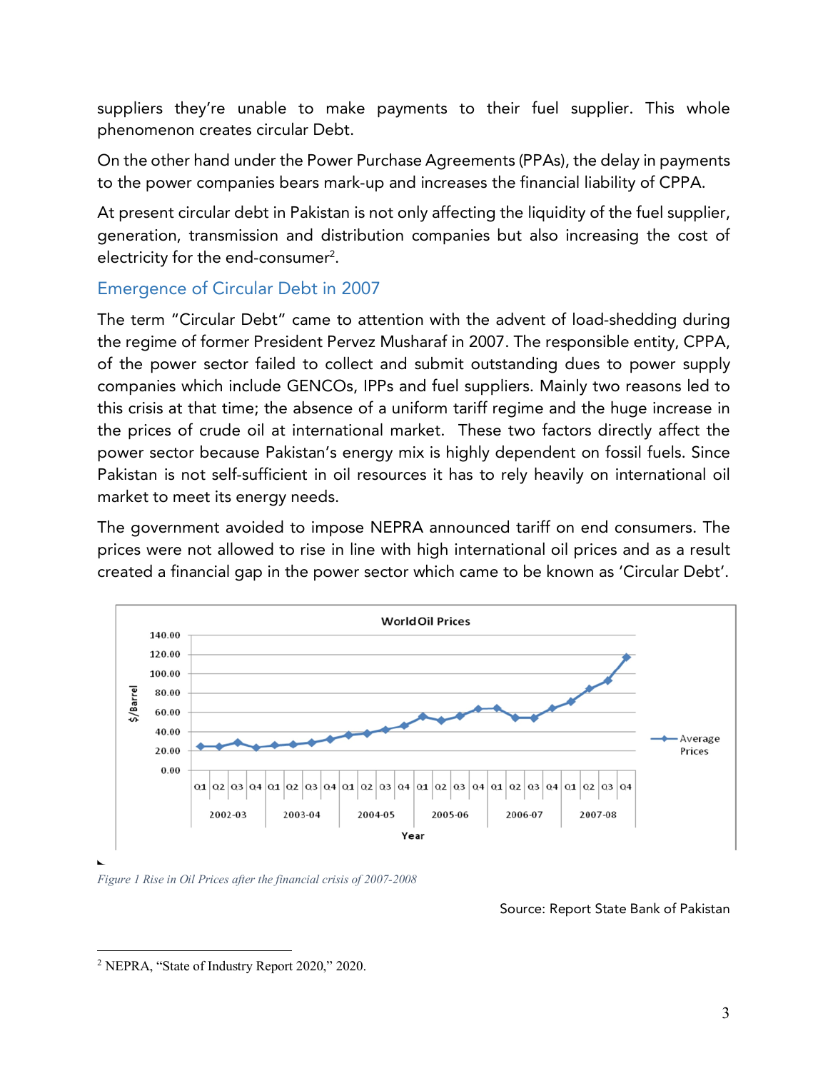suppliers they're unable to make payments to their fuel supplier. This whole phenomenon creates circular Debt.

On the other hand under the Power Purchase Agreements (PPAs), the delay in payments to the power companies bears mark-up and increases the financial liability of CPPA.

At present circular debt in Pakistan is not only affecting the liquidity of the fuel supplier, generation, transmission and distribution companies but also increasing the cost of electricity for the end-consumer[2].

## Emergence of Circular Debt in 2007

The term "Circular Debt" came to attention with the advent of load-shedding during the regime of former President Pervez Musharaf in 2007. The responsible entity, CPPA, of the power sector failed to collect and submit outstanding dues to power supply companies which include GENCOs, IPPs and fuel suppliers. Mainly two reasons led to this crisis at that time; the absence of a uniform tariff regime and the huge increase in the prices of crude oil at international market. These two factors directly affect the power sector because Pakistan's energy mix is highly dependent on fossil fuels. Since Pakistan is not self-sufficient in oil resources it has to rely heavily on international oil market to meet its energy needs.

The government avoided to impose NEPRA announced tariff on end consumers. The prices were not allowed to rise in line with high international oil prices and as a result created a financial gap in the power sector which came to be known as 'Circular Debt'.

*Figure 1 Rise in Oil Prices after the financial crisis of 2007-2008*

Source: Report State Bank of Pakistan

---

[2] NEPRA, "State of Industry Report 2020," 2020.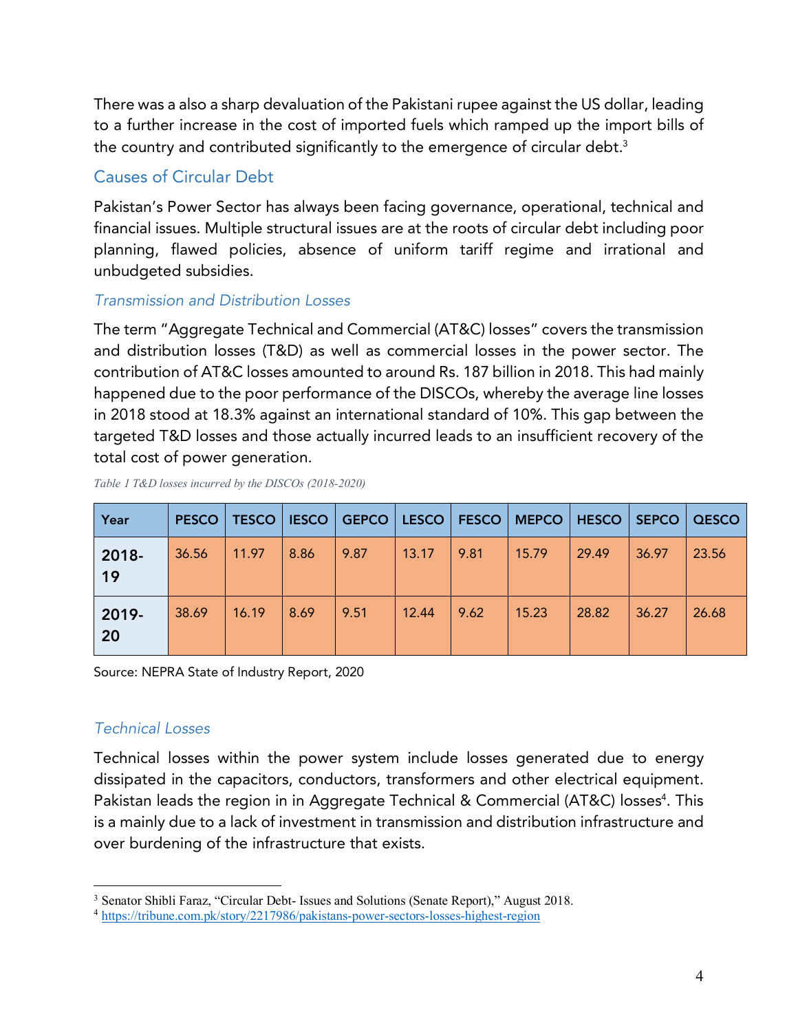There was a also a sharp devaluation of the Pakistani rupee against the US dollar, leading to a further increase in the cost of imported fuels which ramped up the import bills of the country and contributed significantly to the emergence of circular debt.[3]

## Causes of Circular Debt

Pakistan's Power Sector has always been facing governance, operational, technical and financial issues. Multiple structural issues are at the roots of circular debt including poor planning, flawed policies, absence of uniform tariff regime and irrational and unbudgeted subsidies.

### *Transmission and Distribution Losses*

The term "Aggregate Technical and Commercial (AT&C) losses" covers the transmission and distribution losses (T&D) as well as commercial losses in the power sector. The contribution of AT&C losses amounted to around Rs. 187 billion in 2018. This had mainly happened due to the poor performance of the DISCOs, whereby the average line losses in 2018 stood at 18.3% against an international standard of 10%. This gap between the targeted T&D losses and those actually incurred leads to an insufficient recovery of the total cost of power generation.

*Table 1 T&D losses incurred by the DISCOs (2018-2020)*

| Year | PESCO | TESCO | IESCO | GEPCO | LESCO | FESCO | MEPCO | HESCO | SEPCO | QESCO |
|---|---|---|---|---|---|---|---|---|---|---|
| 2018-19 | 36.56 | 11.97 | 8.86 | 9.87 | 13.17 | 9.81 | 15.79 | 29.49 | 36.97 | 23.56 |
| 2019-20 | 38.69 | 16.19 | 8.69 | 9.51 | 12.44 | 9.62 | 15.23 | 28.82 | 36.27 | 26.68 |

Source: NEPRA State of Industry Report, 2020

### *Technical Losses*

Technical losses within the power system include losses generated due to energy dissipated in the capacitors, conductors, transformers and other electrical equipment. Pakistan leads the region in in Aggregate Technical & Commercial (AT&C) losses[4]. This is a mainly due to a lack of investment in transmission and distribution infrastructure and over burdening of the infrastructure that exists.

---

[3] Senator Shibli Faraz, "Circular Debt- Issues and Solutions (Senate Report)," August 2018.

[4] https://tribune.com.pk/story/2217986/pakistans-power-sectors-losses-highest-region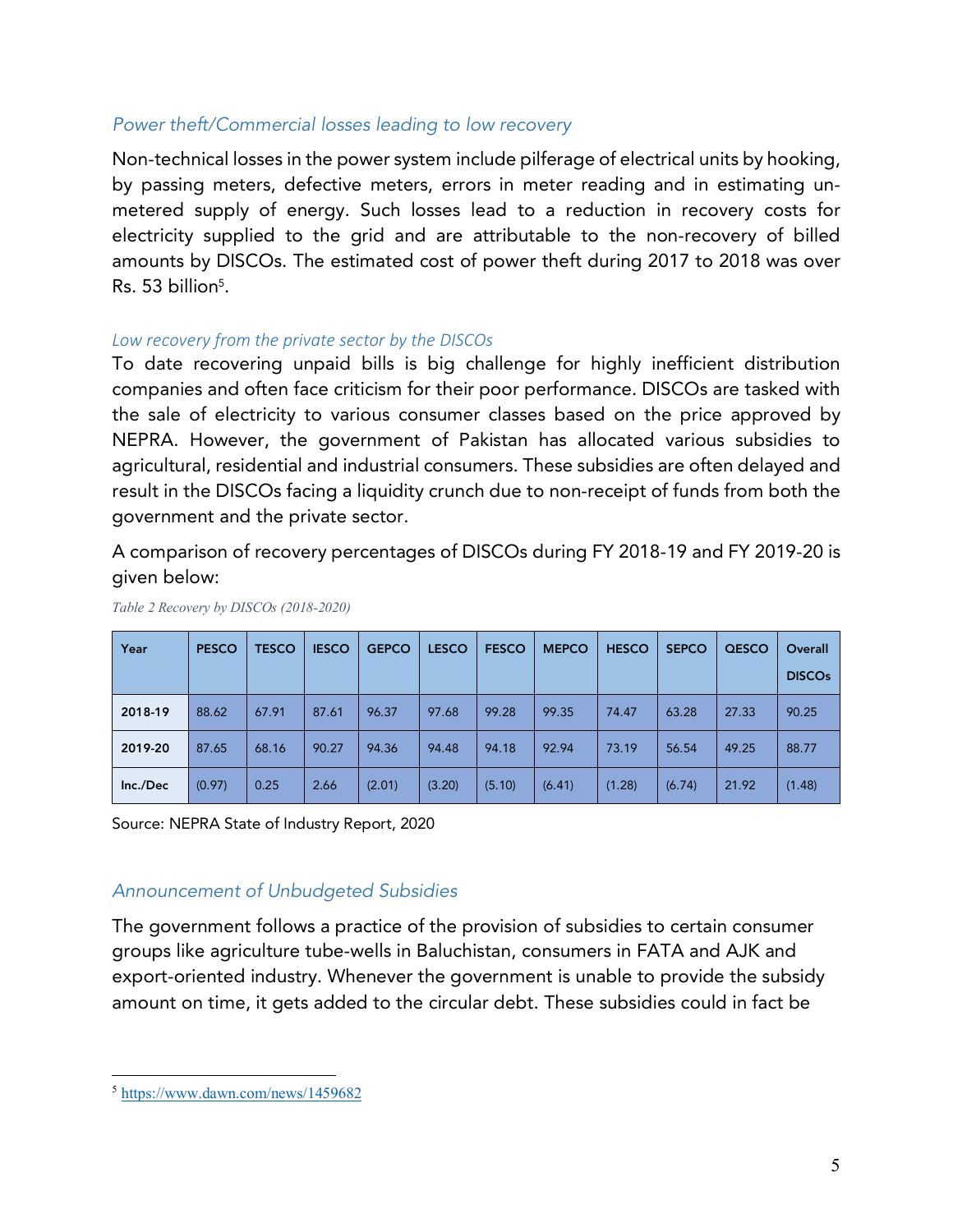### *Power theft/Commercial losses leading to low recovery*

Non-technical losses in the power system include pilferage of electrical units by hooking, by passing meters, defective meters, errors in meter reading and in estimating un-metered supply of energy. Such losses lead to a reduction in recovery costs for electricity supplied to the grid and are attributable to the non-recovery of billed amounts by DISCOs. The estimated cost of power theft during 2017 to 2018 was over Rs. 53 billion[5].

#### *Low recovery from the private sector by the DISCOs*

To date recovering unpaid bills is big challenge for highly inefficient distribution companies and often face criticism for their poor performance. DISCOs are tasked with the sale of electricity to various consumer classes based on the price approved by NEPRA. However, the government of Pakistan has allocated various subsidies to agricultural, residential and industrial consumers. These subsidies are often delayed and result in the DISCOs facing a liquidity crunch due to non-receipt of funds from both the government and the private sector.

A comparison of recovery percentages of DISCOs during FY 2018-19 and FY 2019-20 is given below:

*Table 2 Recovery by DISCOs (2018-2020)*

| Year | PESCO | TESCO | IESCO | GEPCO | LESCO | FESCO | MEPCO | HESCO | SEPCO | QESCO | Overall DISCOs |
|---|---|---|---|---|---|---|---|---|---|---|---|
| 2018-19 | 88.62 | 67.91 | 87.61 | 96.37 | 97.68 | 99.28 | 99.35 | 74.47 | 63.28 | 27.33 | 90.25 |
| 2019-20 | 87.65 | 68.16 | 90.27 | 94.36 | 94.48 | 94.18 | 92.94 | 73.19 | 56.54 | 49.25 | 88.77 |
| Inc./Dec | (0.97) | 0.25 | 2.66 | (2.01) | (3.20) | (5.10) | (6.41) | (1.28) | (6.74) | 21.92 | (1.48) |

Source: NEPRA State of Industry Report, 2020

### *Announcement of Unbudgeted Subsidies*

The government follows a practice of the provision of subsidies to certain consumer groups like agriculture tube-wells in Baluchistan, consumers in FATA and AJK and export-oriented industry. Whenever the government is unable to provide the subsidy amount on time, it gets added to the circular debt. These subsidies could in fact be

[5] https://www.dawn.com/news/1459682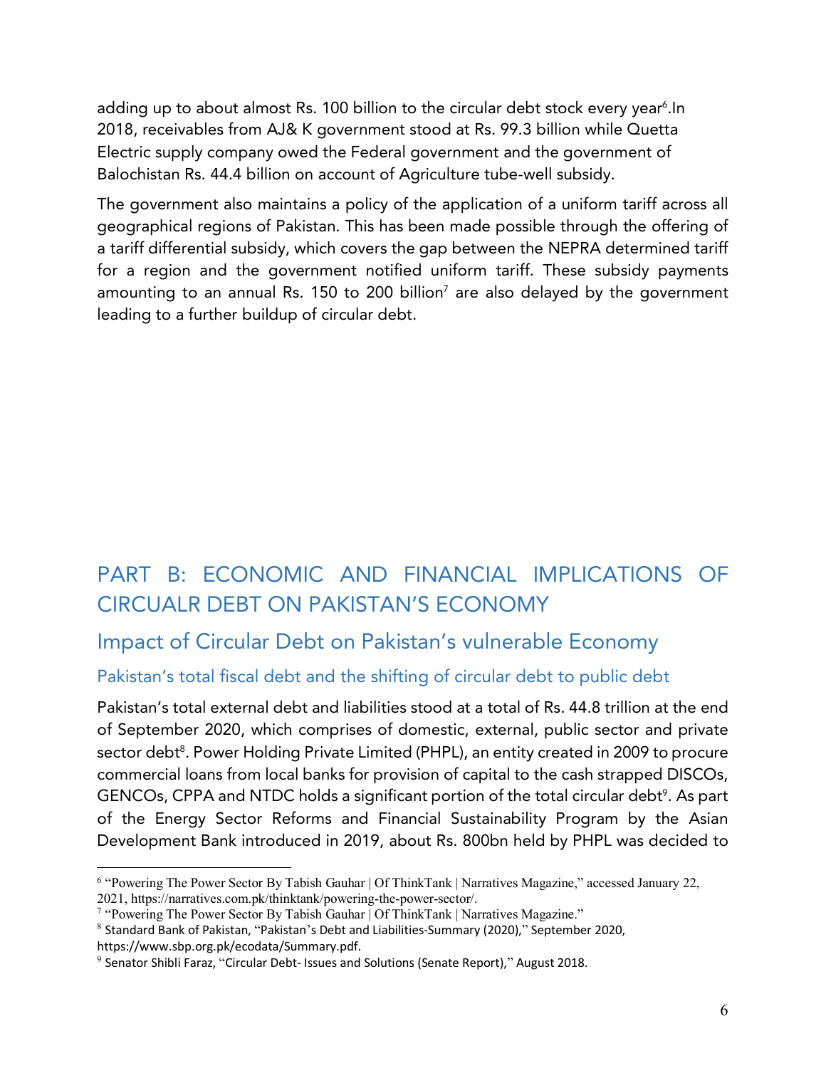adding up to about almost Rs. 100 billion to the circular debt stock every year[6].In 2018, receivables from AJ& K government stood at Rs. 99.3 billion while Quetta Electric supply company owed the Federal government and the government of Balochistan Rs. 44.4 billion on account of Agriculture tube-well subsidy.

The government also maintains a policy of the application of a uniform tariff across all geographical regions of Pakistan. This has been made possible through the offering of a tariff differential subsidy, which covers the gap between the NEPRA determined tariff for a region and the government notified uniform tariff. These subsidy payments amounting to an annual Rs. 150 to 200 billion[7] are also delayed by the government leading to a further buildup of circular debt.

# PART B: ECONOMIC AND FINANCIAL IMPLICATIONS OF CIRCUALR DEBT ON PAKISTAN'S ECONOMY

## Impact of Circular Debt on Pakistan's vulnerable Economy

### Pakistan's total fiscal debt and the shifting of circular debt to public debt

Pakistan's total external debt and liabilities stood at a total of Rs. 44.8 trillion at the end of September 2020, which comprises of domestic, external, public sector and private sector debt[8]. Power Holding Private Limited (PHPL), an entity created in 2009 to procure commercial loans from local banks for provision of capital to the cash strapped DISCOs, GENCOs, CPPA and NTDC holds a significant portion of the total circular debt[9]. As part of the Energy Sector Reforms and Financial Sustainability Program by the Asian Development Bank introduced in 2019, about Rs. 800bn held by PHPL was decided to

---

[6] "Powering The Power Sector By Tabish Gauhar | Of ThinkTank | Narratives Magazine," accessed January 22, 2021, https://narratives.com.pk/thinktank/powering-the-power-sector/.

[7] "Powering The Power Sector By Tabish Gauhar | Of ThinkTank | Narratives Magazine."

[8] Standard Bank of Pakistan, "Pakistan's Debt and Liabilities-Summary (2020)," September 2020, https://www.sbp.org.pk/ecodata/Summary.pdf.

[9] Senator Shibli Faraz, "Circular Debt- Issues and Solutions (Senate Report)," August 2018.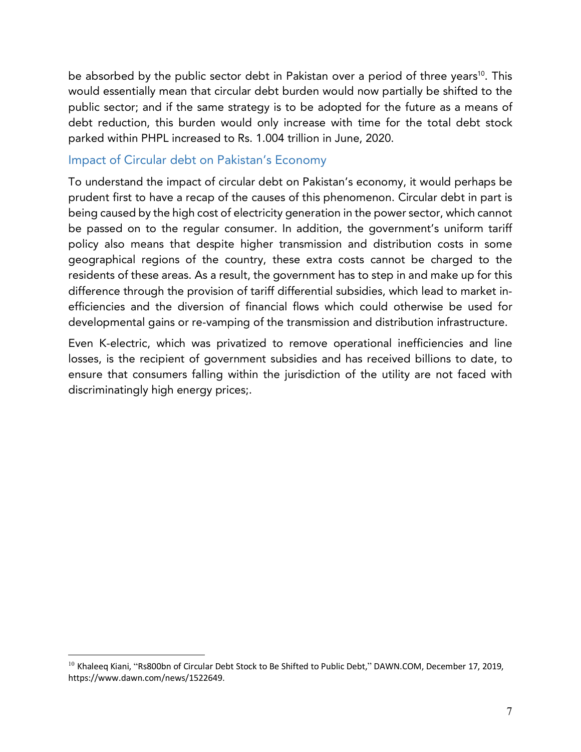be absorbed by the public sector debt in Pakistan over a period of three years[10]. This would essentially mean that circular debt burden would now partially be shifted to the public sector; and if the same strategy is to be adopted for the future as a means of debt reduction, this burden would only increase with time for the total debt stock parked within PHPL increased to Rs. 1.004 trillion in June, 2020.

## Impact of Circular debt on Pakistan's Economy

To understand the impact of circular debt on Pakistan's economy, it would perhaps be prudent first to have a recap of the causes of this phenomenon. Circular debt in part is being caused by the high cost of electricity generation in the power sector, which cannot be passed on to the regular consumer. In addition, the government's uniform tariff policy also means that despite higher transmission and distribution costs in some geographical regions of the country, these extra costs cannot be charged to the residents of these areas. As a result, the government has to step in and make up for this difference through the provision of tariff differential subsidies, which lead to market in-efficiencies and the diversion of financial flows which could otherwise be used for developmental gains or re-vamping of the transmission and distribution infrastructure.

Even K-electric, which was privatized to remove operational inefficiencies and line losses, is the recipient of government subsidies and has received billions to date, to ensure that consumers falling within the jurisdiction of the utility are not faced with discriminatingly high energy prices;.

[10] Khaleeq Kiani, "Rs800bn of Circular Debt Stock to Be Shifted to Public Debt," DAWN.COM, December 17, 2019, https://www.dawn.com/news/1522649.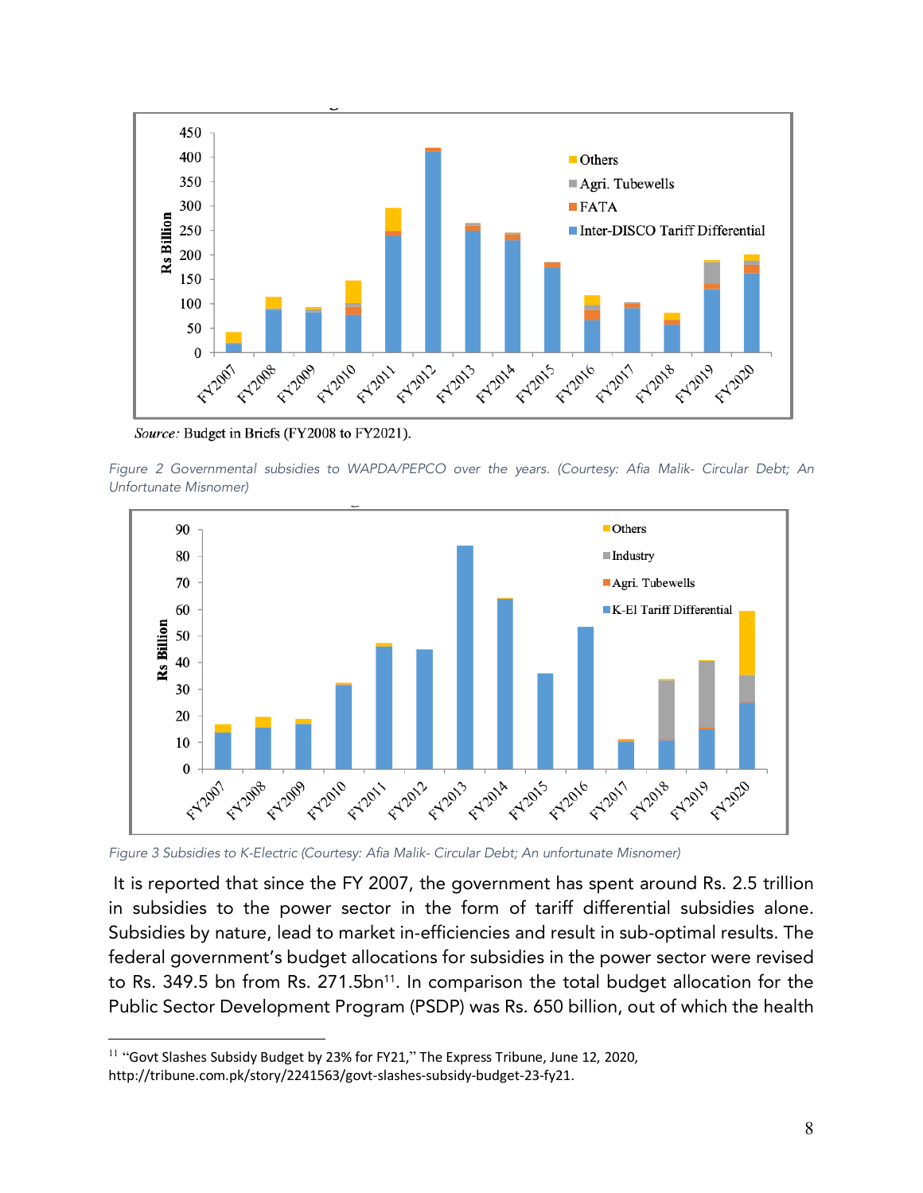Source: Budget in Briefs (FY2008 to FY2021).

*Figure 2 Governmental subsidies to WAPDA/PEPCO over the years. (Courtesy: Afia Malik- Circular Debt; An Unfortunate Misnomer)*

*Figure 3 Subsidies to K-Electric (Courtesy: Afia Malik- Circular Debt; An unfortunate Misnomer)*

It is reported that since the FY 2007, the government has spent around Rs. 2.5 trillion in subsidies to the power sector in the form of tariff differential subsidies alone. Subsidies by nature, lead to market in-efficiencies and result in sub-optimal results. The federal government's budget allocations for subsidies in the power sector were revised to Rs. 349.5 bn from Rs. 271.5bn[11]. In comparison the total budget allocation for the Public Sector Development Program (PSDP) was Rs. 650 billion, out of which the health

[11] "Govt Slashes Subsidy Budget by 23% for FY21," The Express Tribune, June 12, 2020, http://tribune.com.pk/story/2241563/govt-slashes-subsidy-budget-23-fy21.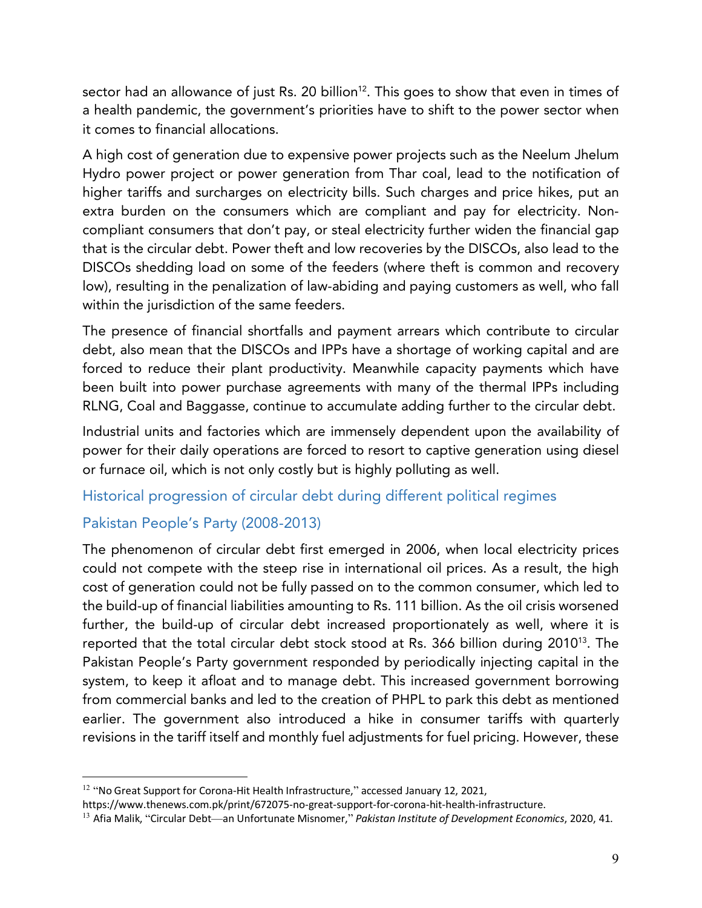sector had an allowance of just Rs. 20 billion[12]. This goes to show that even in times of a health pandemic, the government's priorities have to shift to the power sector when it comes to financial allocations.

A high cost of generation due to expensive power projects such as the Neelum Jhelum Hydro power project or power generation from Thar coal, lead to the notification of higher tariffs and surcharges on electricity bills. Such charges and price hikes, put an extra burden on the consumers which are compliant and pay for electricity. Non-compliant consumers that don't pay, or steal electricity further widen the financial gap that is the circular debt. Power theft and low recoveries by the DISCOs, also lead to the DISCOs shedding load on some of the feeders (where theft is common and recovery low), resulting in the penalization of law-abiding and paying customers as well, who fall within the jurisdiction of the same feeders.

The presence of financial shortfalls and payment arrears which contribute to circular debt, also mean that the DISCOs and IPPs have a shortage of working capital and are forced to reduce their plant productivity. Meanwhile capacity payments which have been built into power purchase agreements with many of the thermal IPPs including RLNG, Coal and Baggasse, continue to accumulate adding further to the circular debt.

Industrial units and factories which are immensely dependent upon the availability of power for their daily operations are forced to resort to captive generation using diesel or furnace oil, which is not only costly but is highly polluting as well.

## Historical progression of circular debt during different political regimes

### Pakistan People's Party (2008-2013)

The phenomenon of circular debt first emerged in 2006, when local electricity prices could not compete with the steep rise in international oil prices. As a result, the high cost of generation could not be fully passed on to the common consumer, which led to the build-up of financial liabilities amounting to Rs. 111 billion. As the oil crisis worsened further, the build-up of circular debt increased proportionately as well, where it is reported that the total circular debt stock stood at Rs. 366 billion during 2010[13]. The Pakistan People's Party government responded by periodically injecting capital in the system, to keep it afloat and to manage debt. This increased government borrowing from commercial banks and led to the creation of PHPL to park this debt as mentioned earlier. The government also introduced a hike in consumer tariffs with quarterly revisions in the tariff itself and monthly fuel adjustments for fuel pricing. However, these

---

[12] "No Great Support for Corona-Hit Health Infrastructure," accessed January 12, 2021, https://www.thenews.com.pk/print/672075-no-great-support-for-corona-hit-health-infrastructure.

[13] Afia Malik, "Circular Debt—an Unfortunate Misnomer," *Pakistan Institute of Development Economics*, 2020, 41.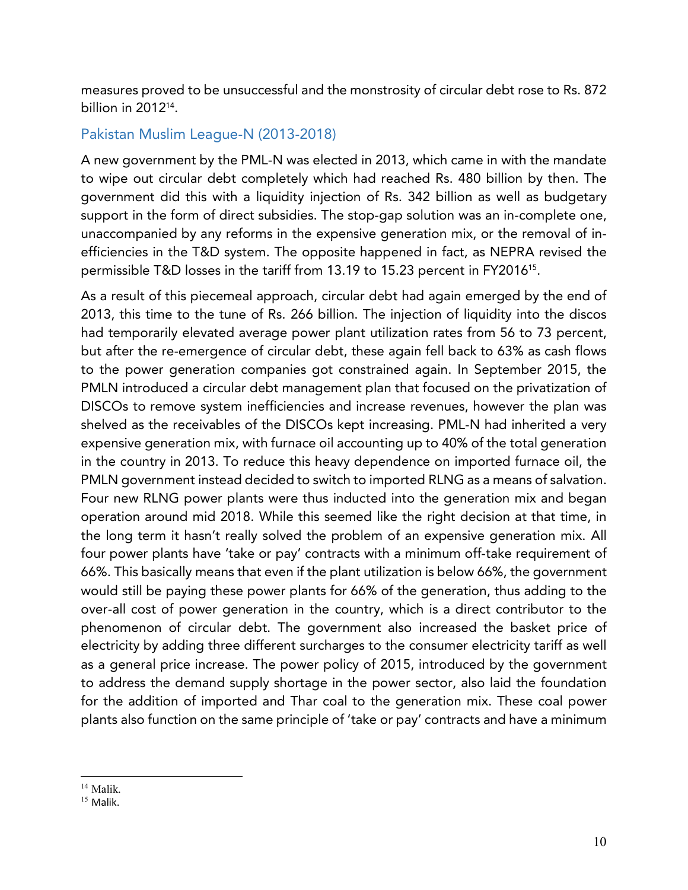measures proved to be unsuccessful and the monstrosity of circular debt rose to Rs. 872 billion in 2012[14].

## Pakistan Muslim League-N (2013-2018)

A new government by the PML-N was elected in 2013, which came in with the mandate to wipe out circular debt completely which had reached Rs. 480 billion by then. The government did this with a liquidity injection of Rs. 342 billion as well as budgetary support in the form of direct subsidies. The stop-gap solution was an in-complete one, unaccompanied by any reforms in the expensive generation mix, or the removal of in-efficiencies in the T&D system. The opposite happened in fact, as NEPRA revised the permissible T&D losses in the tariff from 13.19 to 15.23 percent in FY2016[15].

As a result of this piecemeal approach, circular debt had again emerged by the end of 2013, this time to the tune of Rs. 266 billion. The injection of liquidity into the discos had temporarily elevated average power plant utilization rates from 56 to 73 percent, but after the re-emergence of circular debt, these again fell back to 63% as cash flows to the power generation companies got constrained again. In September 2015, the PMLN introduced a circular debt management plan that focused on the privatization of DISCOs to remove system inefficiencies and increase revenues, however the plan was shelved as the receivables of the DISCOs kept increasing. PML-N had inherited a very expensive generation mix, with furnace oil accounting up to 40% of the total generation in the country in 2013. To reduce this heavy dependence on imported furnace oil, the PMLN government instead decided to switch to imported RLNG as a means of salvation. Four new RLNG power plants were thus inducted into the generation mix and began operation around mid 2018. While this seemed like the right decision at that time, in the long term it hasn't really solved the problem of an expensive generation mix. All four power plants have 'take or pay' contracts with a minimum off-take requirement of 66%. This basically means that even if the plant utilization is below 66%, the government would still be paying these power plants for 66% of the generation, thus adding to the over-all cost of power generation in the country, which is a direct contributor to the phenomenon of circular debt. The government also increased the basket price of electricity by adding three different surcharges to the consumer electricity tariff as well as a general price increase. The power policy of 2015, introduced by the government to address the demand supply shortage in the power sector, also laid the foundation for the addition of imported and Thar coal to the generation mix. These coal power plants also function on the same principle of 'take or pay' contracts and have a minimum

---

[14] Malik.

[15] Malik.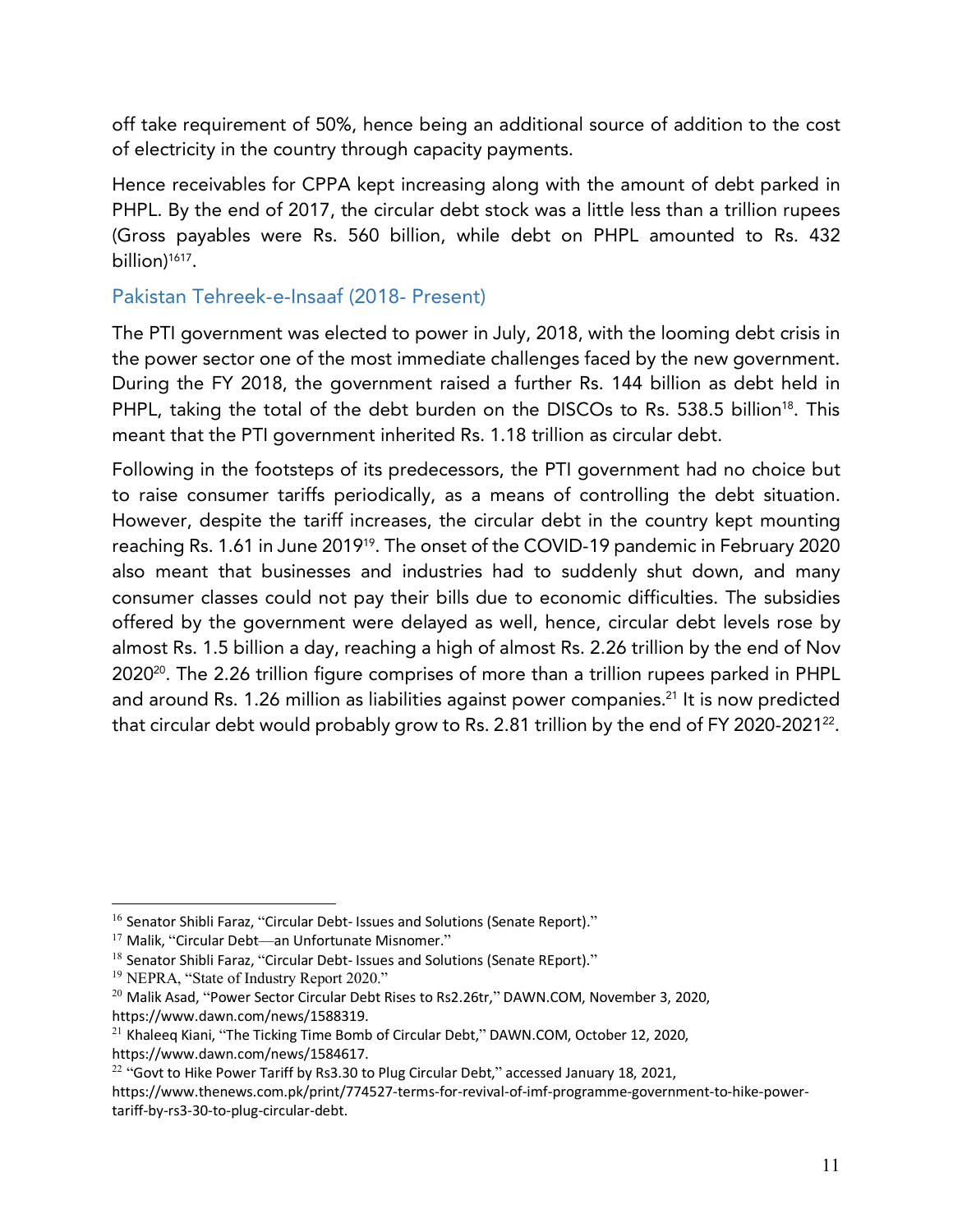off take requirement of 50%, hence being an additional source of addition to the cost of electricity in the country through capacity payments.

Hence receivables for CPPA kept increasing along with the amount of debt parked in PHPL. By the end of 2017, the circular debt stock was a little less than a trillion rupees (Gross payables were Rs. 560 billion, while debt on PHPL amounted to Rs. 432 billion)[16][17].

## Pakistan Tehreek-e-Insaaf (2018- Present)

The PTI government was elected to power in July, 2018, with the looming debt crisis in the power sector one of the most immediate challenges faced by the new government. During the FY 2018, the government raised a further Rs. 144 billion as debt held in PHPL, taking the total of the debt burden on the DISCOs to Rs. 538.5 billion[18]. This meant that the PTI government inherited Rs. 1.18 trillion as circular debt.

Following in the footsteps of its predecessors, the PTI government had no choice but to raise consumer tariffs periodically, as a means of controlling the debt situation. However, despite the tariff increases, the circular debt in the country kept mounting reaching Rs. 1.61 in June 2019[19]. The onset of the COVID-19 pandemic in February 2020 also meant that businesses and industries had to suddenly shut down, and many consumer classes could not pay their bills due to economic difficulties. The subsidies offered by the government were delayed as well, hence, circular debt levels rose by almost Rs. 1.5 billion a day, reaching a high of almost Rs. 2.26 trillion by the end of Nov 2020[20]. The 2.26 trillion figure comprises of more than a trillion rupees parked in PHPL and around Rs. 1.26 million as liabilities against power companies.[21] It is now predicted that circular debt would probably grow to Rs. 2.81 trillion by the end of FY 2020-2021[22].

---

[16] Senator Shibli Faraz, "Circular Debt- Issues and Solutions (Senate Report)."

[17] Malik, "Circular Debt—an Unfortunate Misnomer."

[18] Senator Shibli Faraz, "Circular Debt- Issues and Solutions (Senate REport)."

[19] NEPRA, "State of Industry Report 2020."

[20] Malik Asad, "Power Sector Circular Debt Rises to Rs2.26tr," DAWN.COM, November 3, 2020, https://www.dawn.com/news/1588319.

[21] Khaleeq Kiani, "The Ticking Time Bomb of Circular Debt," DAWN.COM, October 12, 2020, https://www.dawn.com/news/1584617.

[22] "Govt to Hike Power Tariff by Rs3.30 to Plug Circular Debt," accessed January 18, 2021, https://www.thenews.com.pk/print/774527-terms-for-revival-of-imf-programme-government-to-hike-power-tariff-by-rs3-30-to-plug-circular-debt.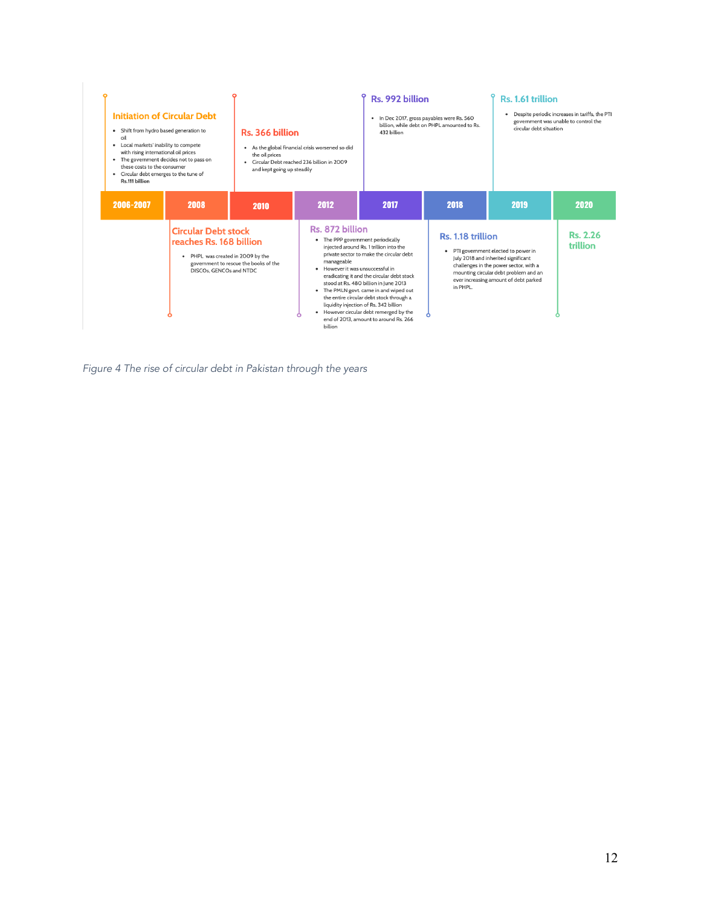**2006-2007**

**Initiation of Circular Debt**

- Shift from hydro based generation to oil
- Local markets' inability to compete with rising international oil prices
- The government decides not to pass on these costs to the consumer
- Circular debt emerges to the tune of **Rs.111 billion**

**2008**

**Circular Debt stock reaches Rs. 168 billion**

- PHPL was created in 2009 by the government to rescue the books of the DISCOs, GENCOs and NTDC

**2010**

**Rs. 366 billion**

- As the global financial crisis worsened so did the oil prices
- Circular Debt reached 236 billion in 2009 and kept going up steadily

**2012**

**Rs. 872 billion**

- The PPP government periodically injected around Rs. 1 trillion into the private sector to make the circular debt manageable
- However it was unsuccessful in eradicating it and the circular debt stock stood at Rs. 480 billion in June 2013
- The PMLN govt. came in and wiped out the entire circular debt stock through a liquidity injection of Rs. 342 billion
- However circular debt remerged by the end of 2013, amount to around Rs. 266 billion

**2017**

**Rs. 992 billion**

- In Dec 2017, gross payables were Rs. 560 billion, while debt on PHPL amounted to Rs. 432 billion

**2018**

**Rs. 1.18 trillion**

- PTI government elected to power in July 2018 and inherited significant challenges in the power sector, with a mounting circular debt problem and an ever increasing amount of debt parked in PHPL.

**2019**

**Rs. 1.61 trillion**

- Despite periodic increases in tariffs, the PTI government was unable to control the circular debt situation

**2020**

**Rs. 2.26 trillion**

*Figure 4 The rise of circular debt in Pakistan through the years*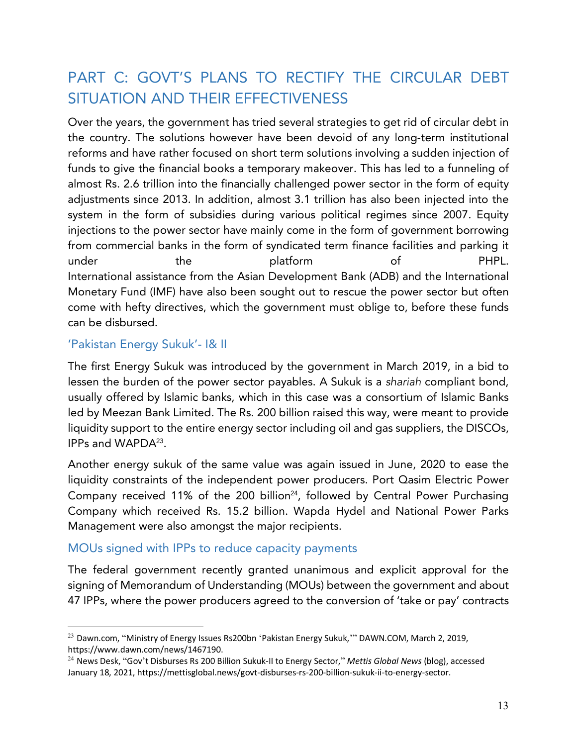## PART C: GOVT'S PLANS TO RECTIFY THE CIRCULAR DEBT SITUATION AND THEIR EFFECTIVENESS

Over the years, the government has tried several strategies to get rid of circular debt in the country. The solutions however have been devoid of any long-term institutional reforms and have rather focused on short term solutions involving a sudden injection of funds to give the financial books a temporary makeover. This has led to a funneling of almost Rs. 2.6 trillion into the financially challenged power sector in the form of equity adjustments since 2013. In addition, almost 3.1 trillion has also been injected into the system in the form of subsidies during various political regimes since 2007. Equity injections to the power sector have mainly come in the form of government borrowing from commercial banks in the form of syndicated term finance facilities and parking it under the platform of PHPL.

International assistance from the Asian Development Bank (ADB) and the International Monetary Fund (IMF) have also been sought out to rescue the power sector but often come with hefty directives, which the government must oblige to, before these funds can be disbursed.

### 'Pakistan Energy Sukuk'- I& II

The first Energy Sukuk was introduced by the government in March 2019, in a bid to lessen the burden of the power sector payables. A Sukuk is a *shariah* compliant bond, usually offered by Islamic banks, which in this case was a consortium of Islamic Banks led by Meezan Bank Limited. The Rs. 200 billion raised this way, were meant to provide liquidity support to the entire energy sector including oil and gas suppliers, the DISCOs, IPPs and WAPDA[23].

Another energy sukuk of the same value was again issued in June, 2020 to ease the liquidity constraints of the independent power producers. Port Qasim Electric Power Company received 11% of the 200 billion[24], followed by Central Power Purchasing Company which received Rs. 15.2 billion. Wapda Hydel and National Power Parks Management were also amongst the major recipients.

### MOUs signed with IPPs to reduce capacity payments

The federal government recently granted unanimous and explicit approval for the signing of Memorandum of Understanding (MOUs) between the government and about 47 IPPs, where the power producers agreed to the conversion of 'take or pay' contracts

---

[23] Dawn.com, "Ministry of Energy Issues Rs200bn 'Pakistan Energy Sukuk,'" DAWN.COM, March 2, 2019, https://www.dawn.com/news/1467190.

[24] News Desk, "Gov't Disburses Rs 200 Billion Sukuk-II to Energy Sector," *Mettis Global News* (blog), accessed January 18, 2021, https://mettisglobal.news/govt-disburses-rs-200-billion-sukuk-ii-to-energy-sector.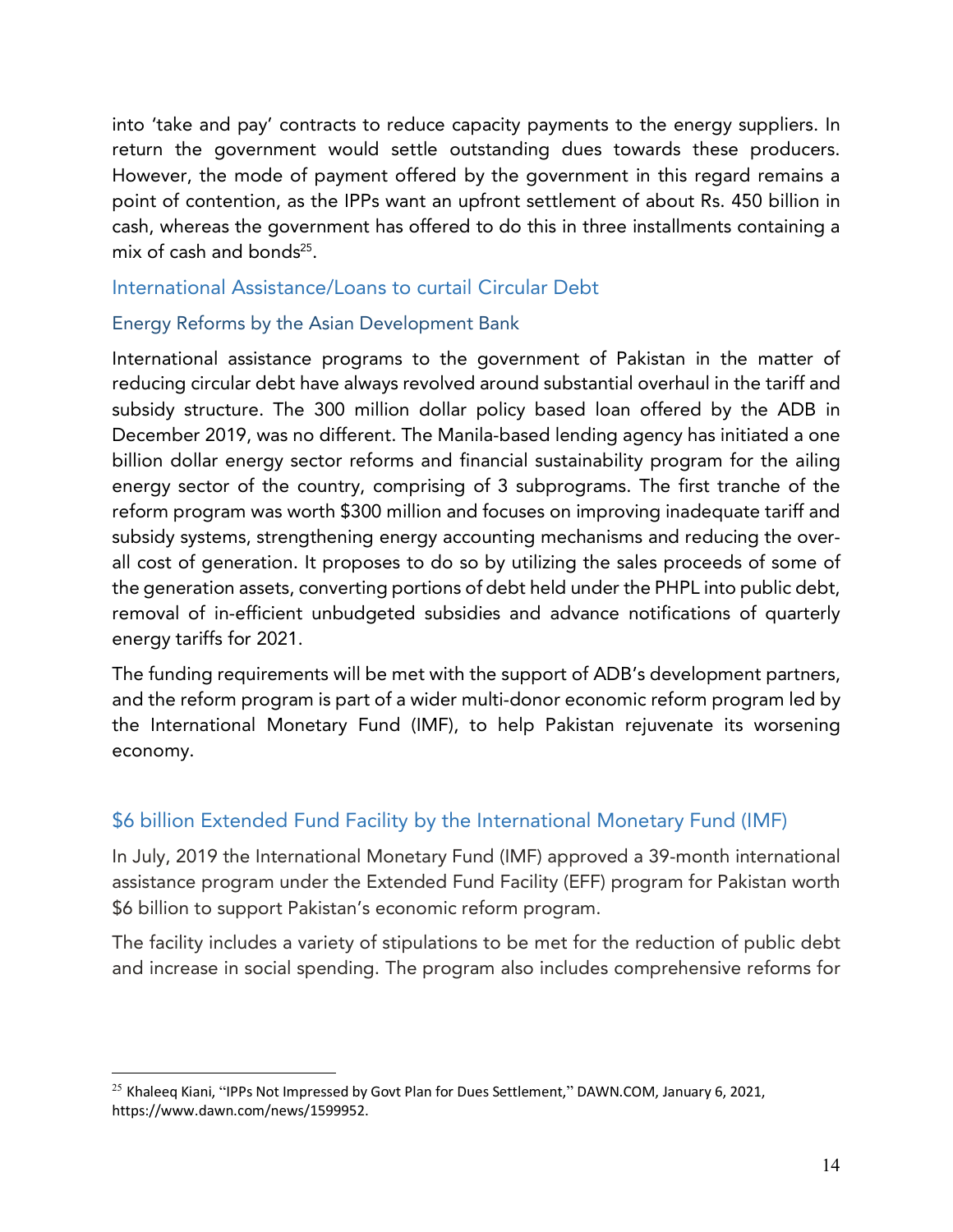into 'take and pay' contracts to reduce capacity payments to the energy suppliers. In return the government would settle outstanding dues towards these producers. However, the mode of payment offered by the government in this regard remains a point of contention, as the IPPs want an upfront settlement of about Rs. 450 billion in cash, whereas the government has offered to do this in three installments containing a mix of cash and bonds[25].

## International Assistance/Loans to curtail Circular Debt

### Energy Reforms by the Asian Development Bank

International assistance programs to the government of Pakistan in the matter of reducing circular debt have always revolved around substantial overhaul in the tariff and subsidy structure. The 300 million dollar policy based loan offered by the ADB in December 2019, was no different. The Manila-based lending agency has initiated a one billion dollar energy sector reforms and financial sustainability program for the ailing energy sector of the country, comprising of 3 subprograms. The first tranche of the reform program was worth $300 million and focuses on improving inadequate tariff and subsidy systems, strengthening energy accounting mechanisms and reducing the over-all cost of generation. It proposes to do so by utilizing the sales proceeds of some of the generation assets, converting portions of debt held under the PHPL into public debt, removal of in-efficient unbudgeted subsidies and advance notifications of quarterly energy tariffs for 2021.

The funding requirements will be met with the support of ADB's development partners, and the reform program is part of a wider multi-donor economic reform program led by the International Monetary Fund (IMF), to help Pakistan rejuvenate its worsening economy.

## $6 billion Extended Fund Facility by the International Monetary Fund (IMF)

In July, 2019 the International Monetary Fund (IMF) approved a 39-month international assistance program under the Extended Fund Facility (EFF) program for Pakistan worth $6 billion to support Pakistan's economic reform program.

The facility includes a variety of stipulations to be met for the reduction of public debt and increase in social spending. The program also includes comprehensive reforms for

---

[25] Khaleeq Kiani, "IPPs Not Impressed by Govt Plan for Dues Settlement," DAWN.COM, January 6, 2021, https://www.dawn.com/news/1599952.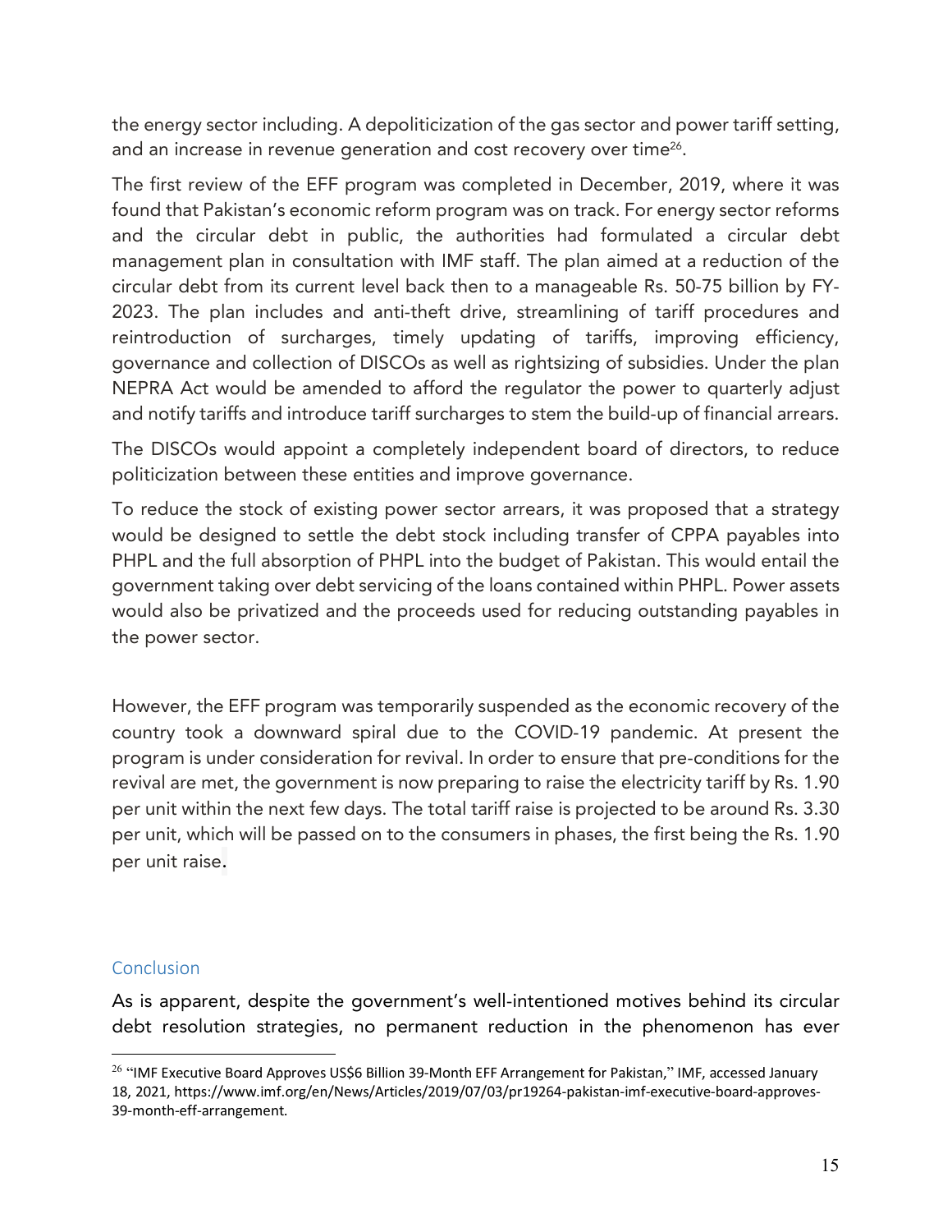the energy sector including. A depoliticization of the gas sector and power tariff setting, and an increase in revenue generation and cost recovery over time[26].

The first review of the EFF program was completed in December, 2019, where it was found that Pakistan's economic reform program was on track. For energy sector reforms and the circular debt in public, the authorities had formulated a circular debt management plan in consultation with IMF staff. The plan aimed at a reduction of the circular debt from its current level back then to a manageable Rs. 50-75 billion by FY-2023. The plan includes and anti-theft drive, streamlining of tariff procedures and reintroduction of surcharges, timely updating of tariffs, improving efficiency, governance and collection of DISCOs as well as rightsizing of subsidies. Under the plan NEPRA Act would be amended to afford the regulator the power to quarterly adjust and notify tariffs and introduce tariff surcharges to stem the build-up of financial arrears.

The DISCOs would appoint a completely independent board of directors, to reduce politicization between these entities and improve governance.

To reduce the stock of existing power sector arrears, it was proposed that a strategy would be designed to settle the debt stock including transfer of CPPA payables into PHPL and the full absorption of PHPL into the budget of Pakistan. This would entail the government taking over debt servicing of the loans contained within PHPL. Power assets would also be privatized and the proceeds used for reducing outstanding payables in the power sector.

However, the EFF program was temporarily suspended as the economic recovery of the country took a downward spiral due to the COVID-19 pandemic. At present the program is under consideration for revival. In order to ensure that pre-conditions for the revival are met, the government is now preparing to raise the electricity tariff by Rs. 1.90 per unit within the next few days. The total tariff raise is projected to be around Rs. 3.30 per unit, which will be passed on to the consumers in phases, the first being the Rs. 1.90 per unit raise.

## Conclusion

As is apparent, despite the government's well-intentioned motives behind its circular debt resolution strategies, no permanent reduction in the phenomenon has ever

---

[26] "IMF Executive Board Approves US$6 Billion 39-Month EFF Arrangement for Pakistan," IMF, accessed January 18, 2021, https://www.imf.org/en/News/Articles/2019/07/03/pr19264-pakistan-imf-executive-board-approves-39-month-eff-arrangement.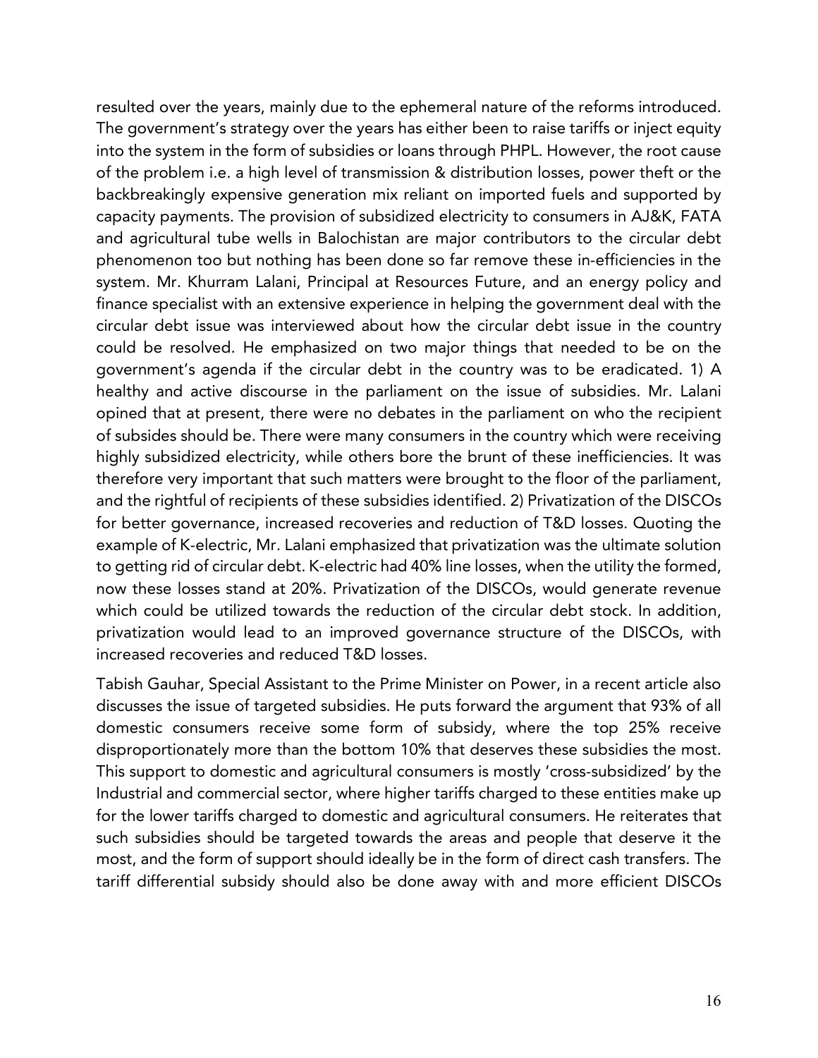resulted over the years, mainly due to the ephemeral nature of the reforms introduced. The government's strategy over the years has either been to raise tariffs or inject equity into the system in the form of subsidies or loans through PHPL. However, the root cause of the problem i.e. a high level of transmission & distribution losses, power theft or the backbreakingly expensive generation mix reliant on imported fuels and supported by capacity payments. The provision of subsidized electricity to consumers in AJ&K, FATA and agricultural tube wells in Balochistan are major contributors to the circular debt phenomenon too but nothing has been done so far remove these in-efficiencies in the system. Mr. Khurram Lalani, Principal at Resources Future, and an energy policy and finance specialist with an extensive experience in helping the government deal with the circular debt issue was interviewed about how the circular debt issue in the country could be resolved. He emphasized on two major things that needed to be on the government's agenda if the circular debt in the country was to be eradicated. 1) A healthy and active discourse in the parliament on the issue of subsidies. Mr. Lalani opined that at present, there were no debates in the parliament on who the recipient of subsides should be. There were many consumers in the country which were receiving highly subsidized electricity, while others bore the brunt of these inefficiencies. It was therefore very important that such matters were brought to the floor of the parliament, and the rightful of recipients of these subsidies identified. 2) Privatization of the DISCOs for better governance, increased recoveries and reduction of T&D losses. Quoting the example of K-electric, Mr. Lalani emphasized that privatization was the ultimate solution to getting rid of circular debt. K-electric had 40% line losses, when the utility the formed, now these losses stand at 20%. Privatization of the DISCOs, would generate revenue which could be utilized towards the reduction of the circular debt stock. In addition, privatization would lead to an improved governance structure of the DISCOs, with increased recoveries and reduced T&D losses.

Tabish Gauhar, Special Assistant to the Prime Minister on Power, in a recent article also discusses the issue of targeted subsidies. He puts forward the argument that 93% of all domestic consumers receive some form of subsidy, where the top 25% receive disproportionately more than the bottom 10% that deserves these subsidies the most. This support to domestic and agricultural consumers is mostly 'cross-subsidized' by the Industrial and commercial sector, where higher tariffs charged to these entities make up for the lower tariffs charged to domestic and agricultural consumers. He reiterates that such subsidies should be targeted towards the areas and people that deserve it the most, and the form of support should ideally be in the form of direct cash transfers. The tariff differential subsidy should also be done away with and more efficient DISCOs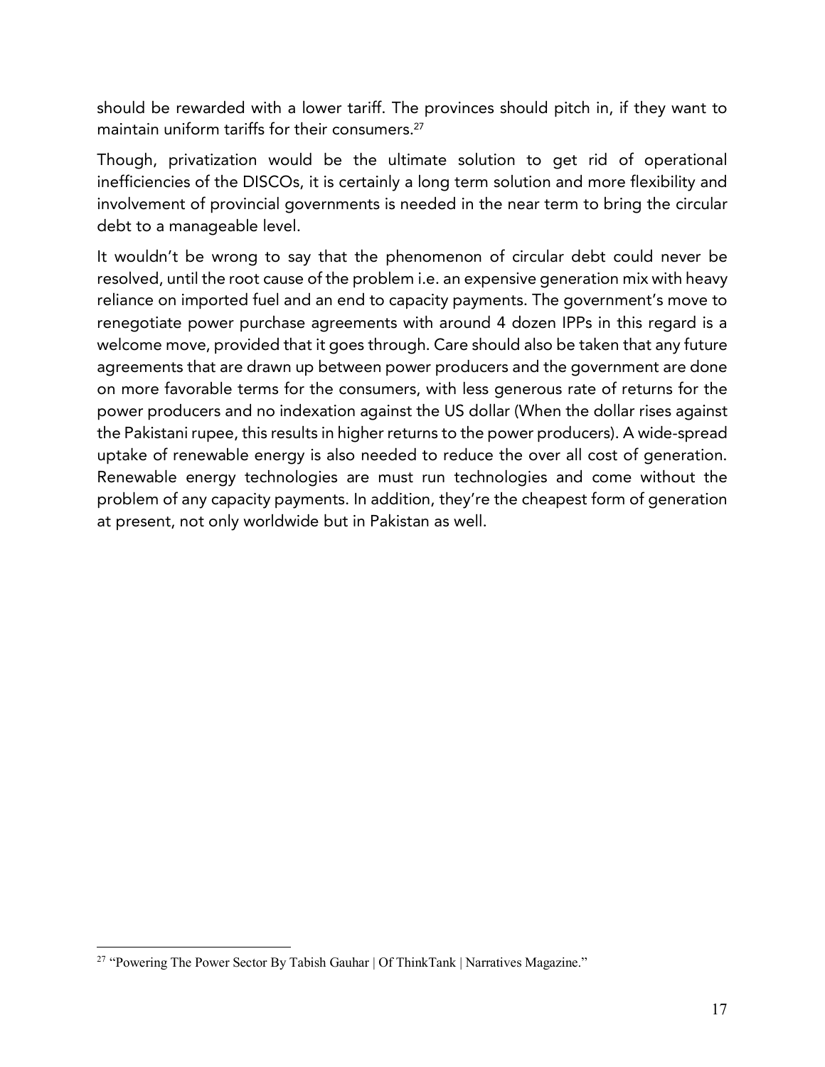should be rewarded with a lower tariff. The provinces should pitch in, if they want to maintain uniform tariffs for their consumers.[27]

Though, privatization would be the ultimate solution to get rid of operational inefficiencies of the DISCOs, it is certainly a long term solution and more flexibility and involvement of provincial governments is needed in the near term to bring the circular debt to a manageable level.

It wouldn't be wrong to say that the phenomenon of circular debt could never be resolved, until the root cause of the problem i.e. an expensive generation mix with heavy reliance on imported fuel and an end to capacity payments. The government's move to renegotiate power purchase agreements with around 4 dozen IPPs in this regard is a welcome move, provided that it goes through. Care should also be taken that any future agreements that are drawn up between power producers and the government are done on more favorable terms for the consumers, with less generous rate of returns for the power producers and no indexation against the US dollar (When the dollar rises against the Pakistani rupee, this results in higher returns to the power producers). A wide-spread uptake of renewable energy is also needed to reduce the over all cost of generation. Renewable energy technologies are must run technologies and come without the problem of any capacity payments. In addition, they're the cheapest form of generation at present, not only worldwide but in Pakistan as well.

[27] "Powering The Power Sector By Tabish Gauhar | Of ThinkTank | Narratives Magazine."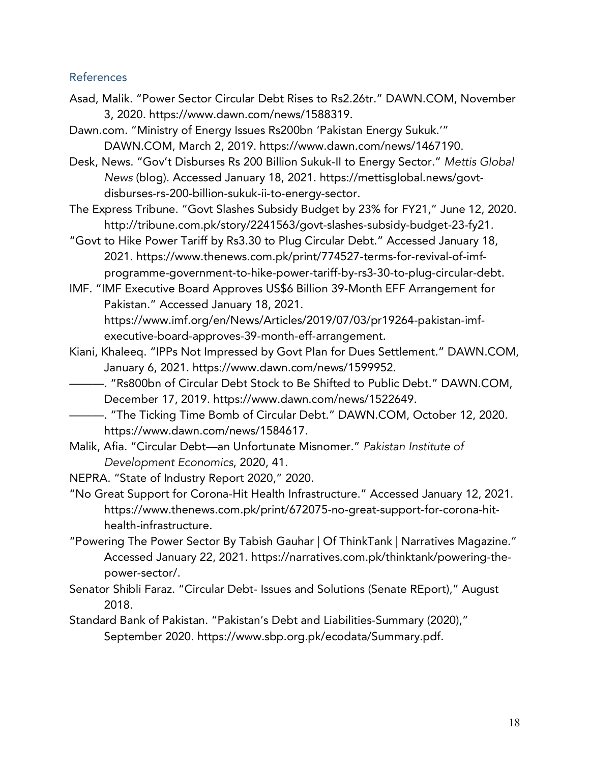## References

Asad, Malik. "Power Sector Circular Debt Rises to Rs2.26tr." DAWN.COM, November 3, 2020. https://www.dawn.com/news/1588319.

Dawn.com. "Ministry of Energy Issues Rs200bn 'Pakistan Energy Sukuk.'" DAWN.COM, March 2, 2019. https://www.dawn.com/news/1467190.

Desk, News. "Gov't Disburses Rs 200 Billion Sukuk-II to Energy Sector." *Mettis Global News* (blog). Accessed January 18, 2021. https://mettisglobal.news/govt-disburses-rs-200-billion-sukuk-ii-to-energy-sector.

The Express Tribune. "Govt Slashes Subsidy Budget by 23% for FY21," June 12, 2020. http://tribune.com.pk/story/2241563/govt-slashes-subsidy-budget-23-fy21.

"Govt to Hike Power Tariff by Rs3.30 to Plug Circular Debt." Accessed January 18, 2021. https://www.thenews.com.pk/print/774527-terms-for-revival-of-imf-programme-government-to-hike-power-tariff-by-rs3-30-to-plug-circular-debt.

IMF. "IMF Executive Board Approves US$6 Billion 39-Month EFF Arrangement for Pakistan." Accessed January 18, 2021. https://www.imf.org/en/News/Articles/2019/07/03/pr19264-pakistan-imf-executive-board-approves-39-month-eff-arrangement.

Kiani, Khaleeq. "IPPs Not Impressed by Govt Plan for Dues Settlement." DAWN.COM, January 6, 2021. https://www.dawn.com/news/1599952.

———. "Rs800bn of Circular Debt Stock to Be Shifted to Public Debt." DAWN.COM, December 17, 2019. https://www.dawn.com/news/1522649.

———. "The Ticking Time Bomb of Circular Debt." DAWN.COM, October 12, 2020. https://www.dawn.com/news/1584617.

Malik, Afia. "Circular Debt—an Unfortunate Misnomer." *Pakistan Institute of Development Economics*, 2020, 41.

NEPRA. "State of Industry Report 2020," 2020.

"No Great Support for Corona-Hit Health Infrastructure." Accessed January 12, 2021. https://www.thenews.com.pk/print/672075-no-great-support-for-corona-hit-health-infrastructure.

"Powering The Power Sector By Tabish Gauhar | Of ThinkTank | Narratives Magazine." Accessed January 22, 2021. https://narratives.com.pk/thinktank/powering-the-power-sector/.

Senator Shibli Faraz. "Circular Debt- Issues and Solutions (Senate REport)," August 2018.

Standard Bank of Pakistan. "Pakistan's Debt and Liabilities-Summary (2020)," September 2020. https://www.sbp.org.pk/ecodata/Summary.pdf.